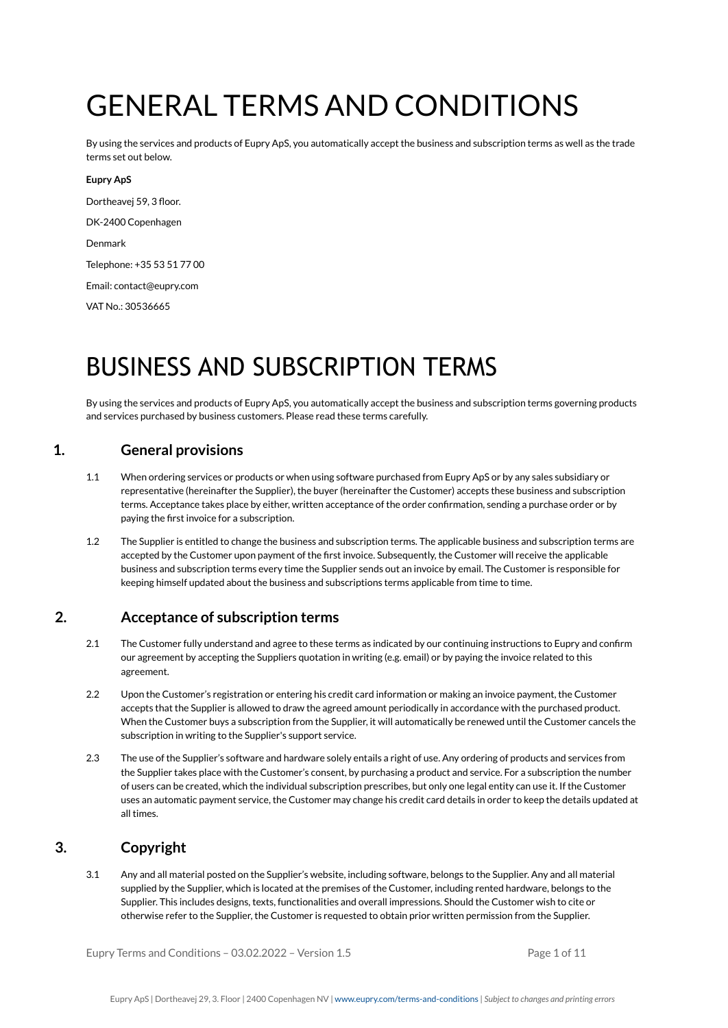# GENERAL TERMS AND CONDITIONS

By using the services and products of Eupry ApS, you automatically accept the business and subscription terms as well as the trade terms set out below.

**Eupry ApS**

Dortheavej 59, 3 floor.

DK-2400 Copenhagen

Denmark

Telephone: +35 53 51 77 00

Email: contact@eupry.com

VAT No.: 30536665

# BUSINESS AND SUBSCRIPTION TERMS

By using the services and products of Eupry ApS, you automatically accept the business and subscription terms governing products and services purchased by business customers. Please read these terms carefully.

## 1. General provisions

1.1 When ordering services or products or when using software purchased from Eupry ApS or by any sales subsidiary or representative (hereinafter the Supplier), the buyer (hereinafter the Customer) accepts these business and subscription terms. Acceptance takes place by either, written acceptance of the order confirmation, sending a purchase order or by paying the first invoice for a subscription.

1.2 The Supplier is entitled to change the business and subscription terms. The applicable business and subscription terms are accepted by the Customer upon payment of the first invoice. Subsequently, the Customer will receive the applicable business and subscription terms every time the Supplier sends out an invoice by email. The Customer is responsible for keeping himself updated about the business and subscriptions terms applicable from time to time.

## 2. Acceptance of subscription terms

2.1 The Customer fully understand and agree to these terms as indicated by our continuing instructions to Eupry and confirm our agreement by accepting the Suppliers quotation in writing (e.g. email) or by paying the invoice related to this agreement.

2.2 Upon the Customer's registration or entering his credit card information or making an invoice payment, the Customer accepts that the Supplier is allowed to draw the agreed amount periodically in accordance with the purchased product. When the Customer buys a subscription from the Supplier, it will automatically be renewed until the Customer cancels the subscription in writing to the Supplier's support service.

2.3 The use of the Supplier's software and hardware solely entails a right of use. Any ordering of products and services from the Supplier takes place with the Customer's consent, by purchasing a product and service. For a subscription the number of users can be created, which the individual subscription prescribes, but only one legal entity can use it. If the Customer uses an automatic payment service, the Customer may change his credit card details in order to keep the details updated at all times.

## 3. Copyright

3.1 Any and all material posted on the Supplier's website, including software, belongs to the Supplier. Any and all material supplied by the Supplier, which is located at the premises of the Customer, including rented hardware, belongs to the Supplier. This includes designs, texts, functionalities and overall impressions. Should the Customer wish to cite or otherwise refer to the Supplier, the Customer is requested to obtain prior written permission from the Supplier.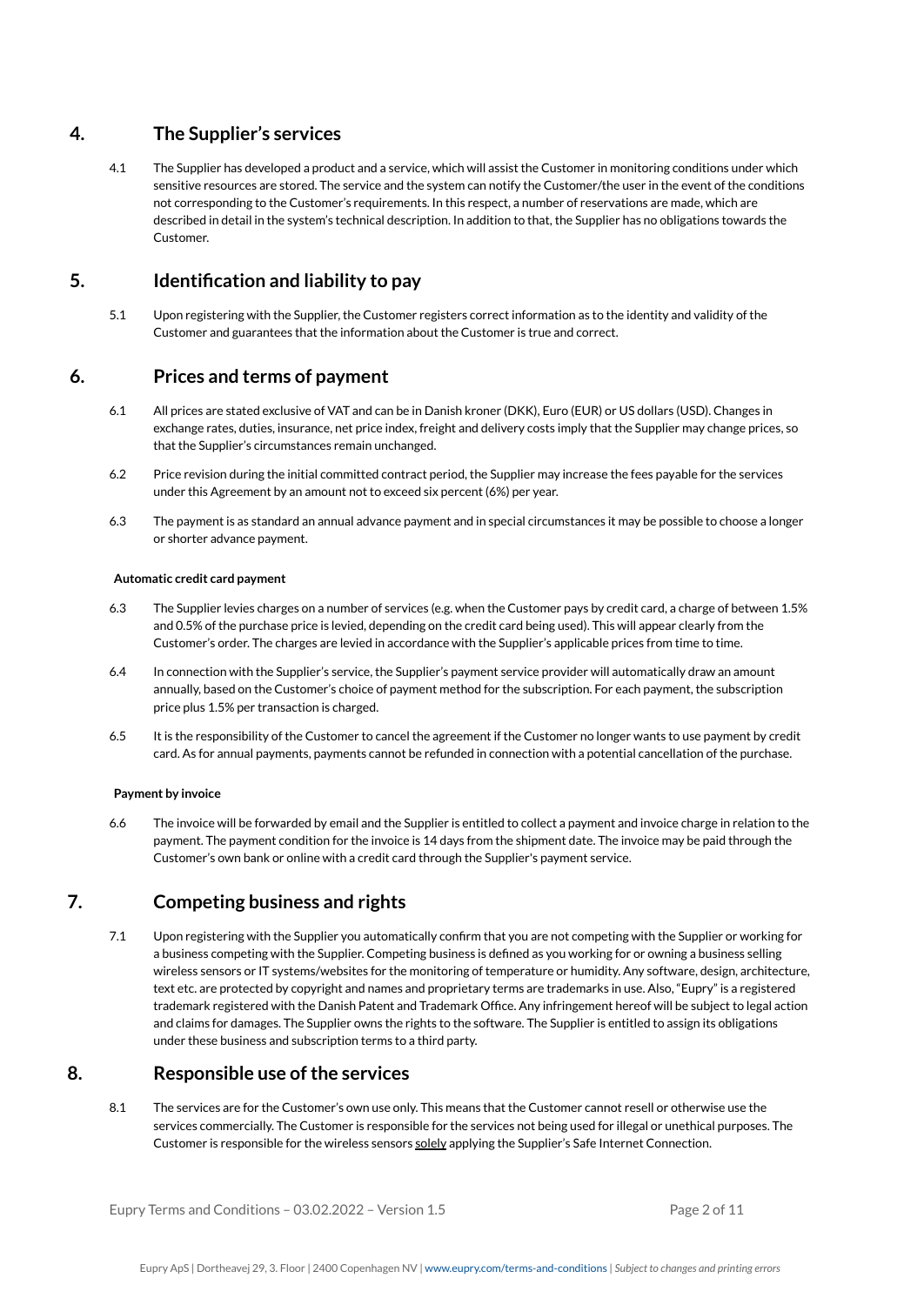## 4. The Supplier's services

4.1 The Supplier has developed a product and a service, which will assist the Customer in monitoring conditions under which sensitive resources are stored. The service and the system can notify the Customer/the user in the event of the conditions not corresponding to the Customer's requirements. In this respect, a number of reservations are made, which are described in detail in the system's technical description. In addition to that, the Supplier has no obligations towards the Customer.

## 5. Identification and liability to pay

5.1 Upon registering with the Supplier, the Customer registers correct information as to the identity and validity of the Customer and guarantees that the information about the Customer is true and correct.

## 6. Prices and terms of payment

6.1 All prices are stated exclusive of VAT and can be in Danish kroner (DKK), Euro (EUR) or US dollars (USD). Changes in exchange rates, duties, insurance, net price index, freight and delivery costs imply that the Supplier may change prices, so that the Supplier's circumstances remain unchanged.

6.2 Price revision during the initial committed contract period, the Supplier may increase the fees payable for the services under this Agreement by an amount not to exceed six percent (6%) per year.

6.3 The payment is as standard an annual advance payment and in special circumstances it may be possible to choose a longer or shorter advance payment.

**Automatic credit card payment**

6.3 The Supplier levies charges on a number of services (e.g. when the Customer pays by credit card, a charge of between 1.5% and 0.5% of the purchase price is levied, depending on the credit card being used). This will appear clearly from the Customer's order. The charges are levied in accordance with the Supplier's applicable prices from time to time.

6.4 In connection with the Supplier's service, the Supplier's payment service provider will automatically draw an amount annually, based on the Customer's choice of payment method for the subscription. For each payment, the subscription price plus 1.5% per transaction is charged.

6.5 It is the responsibility of the Customer to cancel the agreement if the Customer no longer wants to use payment by credit card. As for annual payments, payments cannot be refunded in connection with a potential cancellation of the purchase.

**Payment by invoice**

6.6 The invoice will be forwarded by email and the Supplier is entitled to collect a payment and invoice charge in relation to the payment. The payment condition for the invoice is 14 days from the shipment date. The invoice may be paid through the Customer's own bank or online with a credit card through the Supplier's payment service.

## 7. Competing business and rights

7.1 Upon registering with the Supplier you automatically confirm that you are not competing with the Supplier or working for a business competing with the Supplier. Competing business is defined as you working for or owning a business selling wireless sensors or IT systems/websites for the monitoring of temperature or humidity. Any software, design, architecture, text etc. are protected by copyright and names and proprietary terms are trademarks in use. Also, "Eupry" is a registered trademark registered with the Danish Patent and Trademark Office. Any infringement hereof will be subject to legal action and claims for damages. The Supplier owns the rights to the software. The Supplier is entitled to assign its obligations under these business and subscription terms to a third party.

## 8. Responsible use of the services

8.1 The services are for the Customer's own use only. This means that the Customer cannot resell or otherwise use the services commercially. The Customer is responsible for the services not being used for illegal or unethical purposes. The Customer is responsible for the wireless sensors solely applying the Supplier's Safe Internet Connection.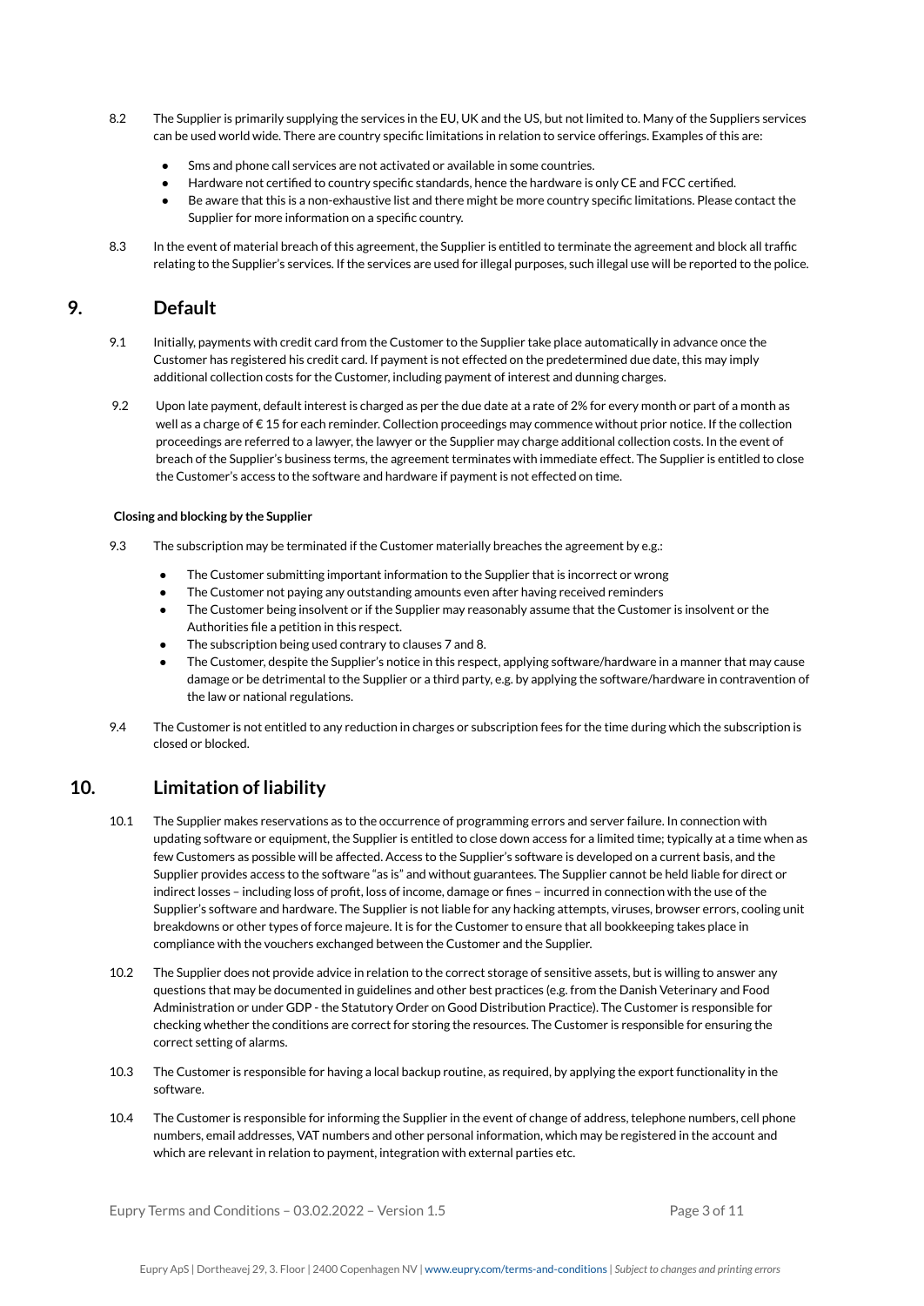8.2 The Supplier is primarily supplying the services in the EU, UK and the US, but not limited to. Many of the Suppliers services can be used world wide. There are country specific limitations in relation to service offerings. Examples of this are:

- Sms and phone call services are not activated or available in some countries.
- Hardware not certified to country specific standards, hence the hardware is only CE and FCC certified.
- Be aware that this is a non-exhaustive list and there might be more country specific limitations. Please contact the Supplier for more information on a specific country.

8.3 In the event of material breach of this agreement, the Supplier is entitled to terminate the agreement and block all traffic relating to the Supplier's services. If the services are used for illegal purposes, such illegal use will be reported to the police.

## 9. Default

9.1 Initially, payments with credit card from the Customer to the Supplier take place automatically in advance once the Customer has registered his credit card. If payment is not effected on the predetermined due date, this may imply additional collection costs for the Customer, including payment of interest and dunning charges.

9.2 Upon late payment, default interest is charged as per the due date at a rate of 2% for every month or part of a month as well as a charge of € 15 for each reminder. Collection proceedings may commence without prior notice. If the collection proceedings are referred to a lawyer, the lawyer or the Supplier may charge additional collection costs. In the event of breach of the Supplier's business terms, the agreement terminates with immediate effect. The Supplier is entitled to close the Customer's access to the software and hardware if payment is not effected on time.

**Closing and blocking by the Supplier**

9.3 The subscription may be terminated if the Customer materially breaches the agreement by e.g.:

- The Customer submitting important information to the Supplier that is incorrect or wrong
- The Customer not paying any outstanding amounts even after having received reminders
- The Customer being insolvent or if the Supplier may reasonably assume that the Customer is insolvent or the Authorities file a petition in this respect.
- The subscription being used contrary to clauses 7 and 8.
- The Customer, despite the Supplier's notice in this respect, applying software/hardware in a manner that may cause damage or be detrimental to the Supplier or a third party, e.g. by applying the software/hardware in contravention of the law or national regulations.

9.4 The Customer is not entitled to any reduction in charges or subscription fees for the time during which the subscription is closed or blocked.

## 10. Limitation of liability

10.1 The Supplier makes reservations as to the occurrence of programming errors and server failure. In connection with updating software or equipment, the Supplier is entitled to close down access for a limited time; typically at a time when as few Customers as possible will be affected. Access to the Supplier's software is developed on a current basis, and the Supplier provides access to the software "as is" and without guarantees. The Supplier cannot be held liable for direct or indirect losses – including loss of profit, loss of income, damage or fines – incurred in connection with the use of the Supplier's software and hardware. The Supplier is not liable for any hacking attempts, viruses, browser errors, cooling unit breakdowns or other types of force majeure. It is for the Customer to ensure that all bookkeeping takes place in compliance with the vouchers exchanged between the Customer and the Supplier.

10.2 The Supplier does not provide advice in relation to the correct storage of sensitive assets, but is willing to answer any questions that may be documented in guidelines and other best practices (e.g. from the Danish Veterinary and Food Administration or under GDP - the Statutory Order on Good Distribution Practice). The Customer is responsible for checking whether the conditions are correct for storing the resources. The Customer is responsible for ensuring the correct setting of alarms.

10.3 The Customer is responsible for having a local backup routine, as required, by applying the export functionality in the software.

10.4 The Customer is responsible for informing the Supplier in the event of change of address, telephone numbers, cell phone numbers, email addresses, VAT numbers and other personal information, which may be registered in the account and which are relevant in relation to payment, integration with external parties etc.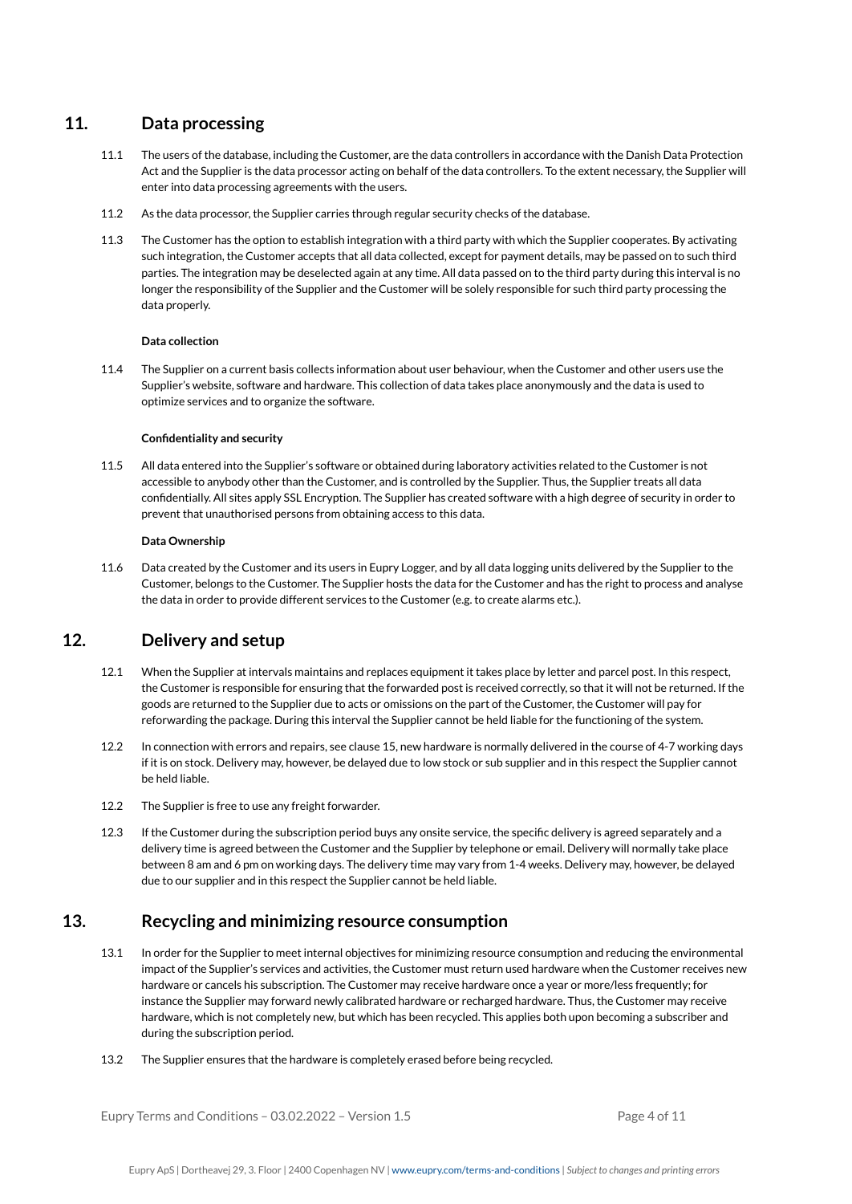## 11. Data processing

11.1 The users of the database, including the Customer, are the data controllers in accordance with the Danish Data Protection Act and the Supplier is the data processor acting on behalf of the data controllers. To the extent necessary, the Supplier will enter into data processing agreements with the users.

11.2 As the data processor, the Supplier carries through regular security checks of the database.

11.3 The Customer has the option to establish integration with a third party with which the Supplier cooperates. By activating such integration, the Customer accepts that all data collected, except for payment details, may be passed on to such third parties. The integration may be deselected again at any time. All data passed on to the third party during this interval is no longer the responsibility of the Supplier and the Customer will be solely responsible for such third party processing the data properly.

**Data collection**

11.4 The Supplier on a current basis collects information about user behaviour, when the Customer and other users use the Supplier's website, software and hardware. This collection of data takes place anonymously and the data is used to optimize services and to organize the software.

**Confidentiality and security**

11.5 All data entered into the Supplier's software or obtained during laboratory activities related to the Customer is not accessible to anybody other than the Customer, and is controlled by the Supplier. Thus, the Supplier treats all data confidentially. All sites apply SSL Encryption. The Supplier has created software with a high degree of security in order to prevent that unauthorised persons from obtaining access to this data.

**Data Ownership**

11.6 Data created by the Customer and its users in Eupry Logger, and by all data logging units delivered by the Supplier to the Customer, belongs to the Customer. The Supplier hosts the data for the Customer and has the right to process and analyse the data in order to provide different services to the Customer (e.g. to create alarms etc.).

## 12. Delivery and setup

12.1 When the Supplier at intervals maintains and replaces equipment it takes place by letter and parcel post. In this respect, the Customer is responsible for ensuring that the forwarded post is received correctly, so that it will not be returned. If the goods are returned to the Supplier due to acts or omissions on the part of the Customer, the Customer will pay for reforwarding the package. During this interval the Supplier cannot be held liable for the functioning of the system.

12.2 In connection with errors and repairs, see clause 15, new hardware is normally delivered in the course of 4-7 working days if it is on stock. Delivery may, however, be delayed due to low stock or sub supplier and in this respect the Supplier cannot be held liable.

12.2 The Supplier is free to use any freight forwarder.

12.3 If the Customer during the subscription period buys any onsite service, the specific delivery is agreed separately and a delivery time is agreed between the Customer and the Supplier by telephone or email. Delivery will normally take place between 8 am and 6 pm on working days. The delivery time may vary from 1-4 weeks. Delivery may, however, be delayed due to our supplier and in this respect the Supplier cannot be held liable.

## 13. Recycling and minimizing resource consumption

13.1 In order for the Supplier to meet internal objectives for minimizing resource consumption and reducing the environmental impact of the Supplier's services and activities, the Customer must return used hardware when the Customer receives new hardware or cancels his subscription. The Customer may receive hardware once a year or more/less frequently; for instance the Supplier may forward newly calibrated hardware or recharged hardware. Thus, the Customer may receive hardware, which is not completely new, but which has been recycled. This applies both upon becoming a subscriber and during the subscription period.

13.2 The Supplier ensures that the hardware is completely erased before being recycled.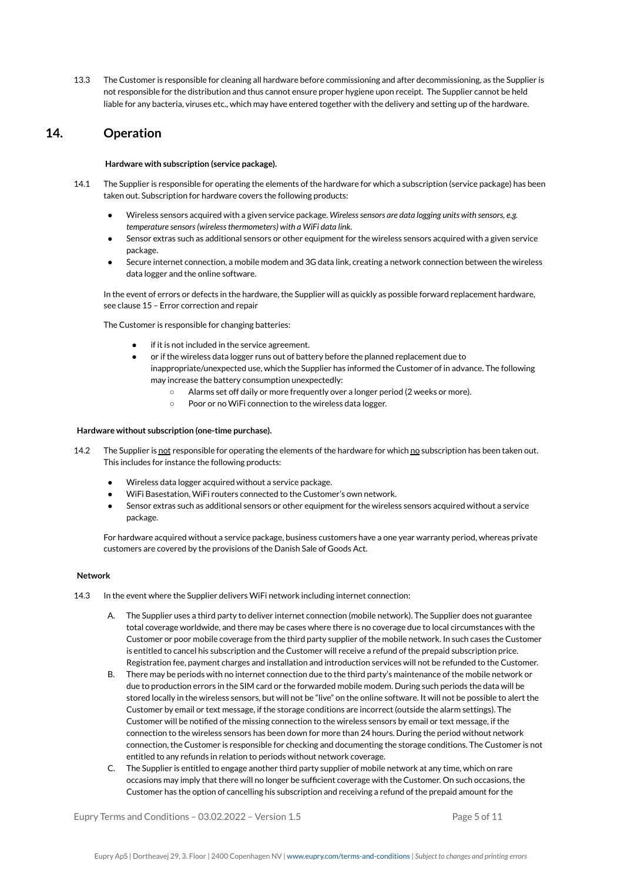13.3 The Customer is responsible for cleaning all hardware before commissioning and after decommissioning, as the Supplier is not responsible for the distribution and thus cannot ensure proper hygiene upon receipt. The Supplier cannot be held liable for any bacteria, viruses etc., which may have entered together with the delivery and setting up of the hardware.

## 14. Operation

**Hardware with subscription (service package).**

14.1 The Supplier is responsible for operating the elements of the hardware for which a subscription (service package) has been taken out. Subscription for hardware covers the following products:

- Wireless sensors acquired with a given service package. *Wireless sensors are data logging units with sensors, e.g. temperature sensors (wireless thermometers) with a WiFi data link.*
- Sensor extras such as additional sensors or other equipment for the wireless sensors acquired with a given service package.
- Secure internet connection, a mobile modem and 3G data link, creating a network connection between the wireless data logger and the online software.

In the event of errors or defects in the hardware, the Supplier will as quickly as possible forward replacement hardware, see clause 15 – Error correction and repair

The Customer is responsible for changing batteries:

- if it is not included in the service agreement.
- or if the wireless data logger runs out of battery before the planned replacement due to inappropriate/unexpected use, which the Supplier has informed the Customer of in advance. The following may increase the battery consumption unexpectedly:
  - Alarms set off daily or more frequently over a longer period (2 weeks or more).
  - Poor or no WiFi connection to the wireless data logger.

**Hardware without subscription (one-time purchase).**

14.2 The Supplier is <u>not</u> responsible for operating the elements of the hardware for which <u>no</u> subscription has been taken out. This includes for instance the following products:

- Wireless data logger acquired without a service package.
- WiFi Basestation, WiFi routers connected to the Customer's own network.
- Sensor extras such as additional sensors or other equipment for the wireless sensors acquired without a service package.

For hardware acquired without a service package, business customers have a one year warranty period, whereas private customers are covered by the provisions of the Danish Sale of Goods Act.

**Network**

14.3 In the event where the Supplier delivers WiFi network including internet connection:

A. The Supplier uses a third party to deliver internet connection (mobile network). The Supplier does not guarantee total coverage worldwide, and there may be cases where there is no coverage due to local circumstances with the Customer or poor mobile coverage from the third party supplier of the mobile network. In such cases the Customer is entitled to cancel his subscription and the Customer will receive a refund of the prepaid subscription price. Registration fee, payment charges and installation and introduction services will not be refunded to the Customer.

B. There may be periods with no internet connection due to the third party's maintenance of the mobile network or due to production errors in the SIM card or the forwarded mobile modem. During such periods the data will be stored locally in the wireless sensors, but will not be "live" on the online software. It will not be possible to alert the Customer by email or text message, if the storage conditions are incorrect (outside the alarm settings). The Customer will be notified of the missing connection to the wireless sensors by email or text message, if the connection to the wireless sensors has been down for more than 24 hours. During the period without network connection, the Customer is responsible for checking and documenting the storage conditions. The Customer is not entitled to any refunds in relation to periods without network coverage.

C. The Supplier is entitled to engage another third party supplier of mobile network at any time, which on rare occasions may imply that there will no longer be sufficient coverage with the Customer. On such occasions, the Customer has the option of cancelling his subscription and receiving a refund of the prepaid amount for the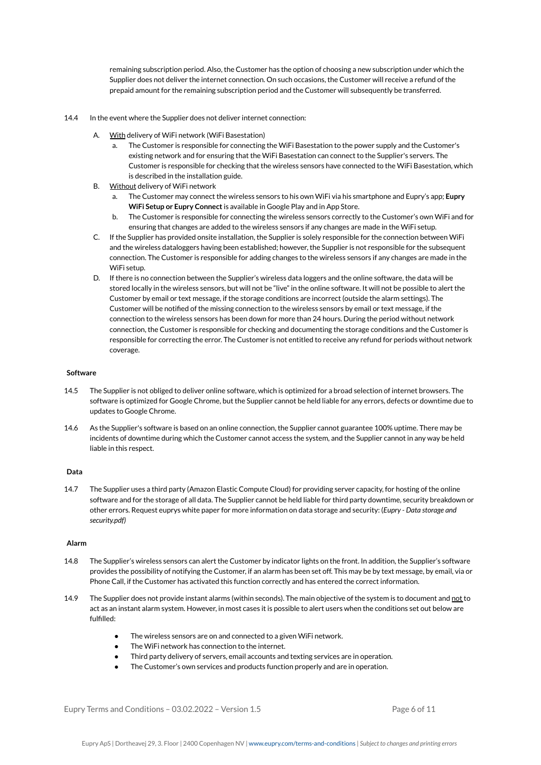remaining subscription period. Also, the Customer has the option of choosing a new subscription under which the Supplier does not deliver the internet connection. On such occasions, the Customer will receive a refund of the prepaid amount for the remaining subscription period and the Customer will subsequently be transferred.

14.4 In the event where the Supplier does not deliver internet connection:

A. <u>With</u> delivery of WiFi network (WiFi Basestation)
   a. The Customer is responsible for connecting the WiFi Basestation to the power supply and the Customer's existing network and for ensuring that the WiFi Basestation can connect to the Supplier's servers. The Customer is responsible for checking that the wireless sensors have connected to the WiFi Basestation, which is described in the installation guide.

B. <u>Without</u> delivery of WiFi network
   a. The Customer may connect the wireless sensors to his own WiFi via his smartphone and Eupry's app; **Eupry WiFi Setup or Eupry Connect** is available in Google Play and in App Store.
   b. The Customer is responsible for connecting the wireless sensors correctly to the Customer's own WiFi and for ensuring that changes are added to the wireless sensors if any changes are made in the WiFi setup.

C. If the Supplier has provided onsite installation, the Supplier is solely responsible for the connection between WiFi and the wireless dataloggers having been established; however, the Supplier is not responsible for the subsequent connection. The Customer is responsible for adding changes to the wireless sensors if any changes are made in the WiFi setup.

D. If there is no connection between the Supplier's wireless data loggers and the online software, the data will be stored locally in the wireless sensors, but will not be "live" in the online software. It will not be possible to alert the Customer by email or text message, if the storage conditions are incorrect (outside the alarm settings). The Customer will be notified of the missing connection to the wireless sensors by email or text message, if the connection to the wireless sensors has been down for more than 24 hours. During the period without network connection, the Customer is responsible for checking and documenting the storage conditions and the Customer is responsible for correcting the error. The Customer is not entitled to receive any refund for periods without network coverage.

**Software**

14.5 The Supplier is not obliged to deliver online software, which is optimized for a broad selection of internet browsers. The software is optimized for Google Chrome, but the Supplier cannot be held liable for any errors, defects or downtime due to updates to Google Chrome.

14.6 As the Supplier's software is based on an online connection, the Supplier cannot guarantee 100% uptime. There may be incidents of downtime during which the Customer cannot access the system, and the Supplier cannot in any way be held liable in this respect.

**Data**

14.7 The Supplier uses a third party (Amazon Elastic Compute Cloud) for providing server capacity, for hosting of the online software and for the storage of all data. The Supplier cannot be held liable for third party downtime, security breakdown or other errors. Request euprys white paper for more information on data storage and security: (*Eupry - Data storage and security.pdf)*

**Alarm**

14.8 The Supplier's wireless sensors can alert the Customer by indicator lights on the front. In addition, the Supplier's software provides the possibility of notifying the Customer, if an alarm has been set off. This may be by text message, by email, via or Phone Call, if the Customer has activated this function correctly and has entered the correct information.

14.9 The Supplier does not provide instant alarms (within seconds). The main objective of the system is to document and <u>not</u> to act as an instant alarm system. However, in most cases it is possible to alert users when the conditions set out below are fulfilled:

- The wireless sensors are on and connected to a given WiFi network.
- The WiFi network has connection to the internet.
- Third party delivery of servers, email accounts and texting services are in operation.
- The Customer's own services and products function properly and are in operation.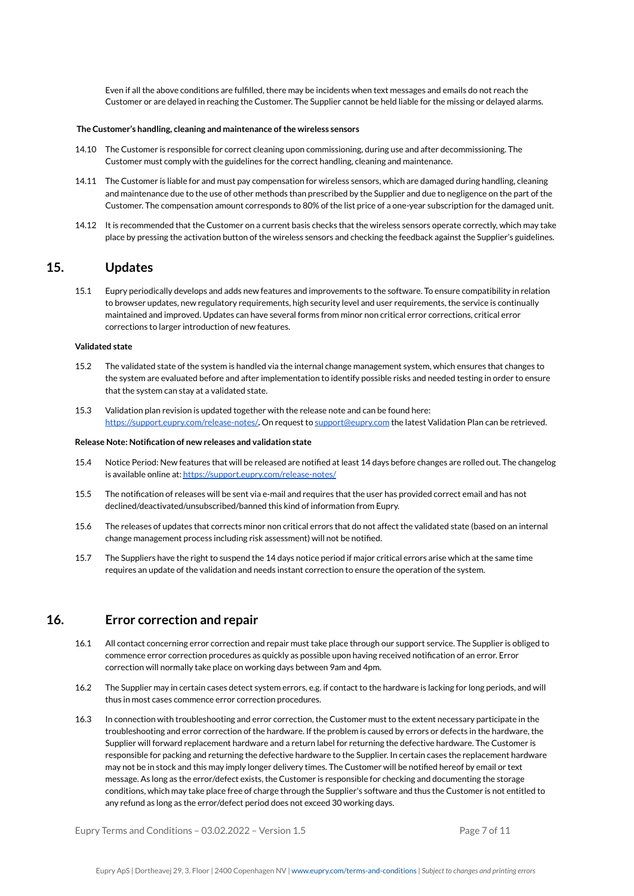Even if all the above conditions are fulfilled, there may be incidents when text messages and emails do not reach the Customer or are delayed in reaching the Customer. The Supplier cannot be held liable for the missing or delayed alarms.

**The Customer's handling, cleaning and maintenance of the wireless sensors**

14.10 The Customer is responsible for correct cleaning upon commissioning, during use and after decommissioning. The Customer must comply with the guidelines for the correct handling, cleaning and maintenance.

14.11 The Customer is liable for and must pay compensation for wireless sensors, which are damaged during handling, cleaning and maintenance due to the use of other methods than prescribed by the Supplier and due to negligence on the part of the Customer. The compensation amount corresponds to 80% of the list price of a one-year subscription for the damaged unit.

14.12 It is recommended that the Customer on a current basis checks that the wireless sensors operate correctly, which may take place by pressing the activation button of the wireless sensors and checking the feedback against the Supplier's guidelines.

## 15. Updates

15.1 Eupry periodically develops and adds new features and improvements to the software. To ensure compatibility in relation to browser updates, new regulatory requirements, high security level and user requirements, the service is continually maintained and improved. Updates can have several forms from minor non critical error corrections, critical error corrections to larger introduction of new features.

**Validated state**

15.2 The validated state of the system is handled via the internal change management system, which ensures that changes to the system are evaluated before and after implementation to identify possible risks and needed testing in order to ensure that the system can stay at a validated state.

15.3 Validation plan revision is updated together with the release note and can be found here: https://support.eupry.com/release-notes/**.** On request to support@eupry.com the latest Validation Plan can be retrieved.

**Release Note: Notification of new releases and validation state**

15.4 Notice Period: New features that will be released are notified at least 14 days before changes are rolled out. The changelog is available online at: https://support.eupry.com/release-notes/

15.5 The notification of releases will be sent via e-mail and requires that the user has provided correct email and has not declined/deactivated/unsubscribed/banned this kind of information from Eupry.

15.6 The releases of updates that corrects minor non critical errors that do not affect the validated state (based on an internal change management process including risk assessment) will not be notified.

15.7 The Suppliers have the right to suspend the 14 days notice period if major critical errors arise which at the same time requires an update of the validation and needs instant correction to ensure the operation of the system.

## 16. Error correction and repair

16.1 All contact concerning error correction and repair must take place through our support service. The Supplier is obliged to commence error correction procedures as quickly as possible upon having received notification of an error. Error correction will normally take place on working days between 9am and 4pm.

16.2 The Supplier may in certain cases detect system errors, e.g. if contact to the hardware is lacking for long periods, and will thus in most cases commence error correction procedures.

16.3 In connection with troubleshooting and error correction, the Customer must to the extent necessary participate in the troubleshooting and error correction of the hardware. If the problem is caused by errors or defects in the hardware, the Supplier will forward replacement hardware and a return label for returning the defective hardware. The Customer is responsible for packing and returning the defective hardware to the Supplier. In certain cases the replacement hardware may not be in stock and this may imply longer delivery times. The Customer will be notified hereof by email or text message. As long as the error/defect exists, the Customer is responsible for checking and documenting the storage conditions, which may take place free of charge through the Supplier's software and thus the Customer is not entitled to any refund as long as the error/defect period does not exceed 30 working days.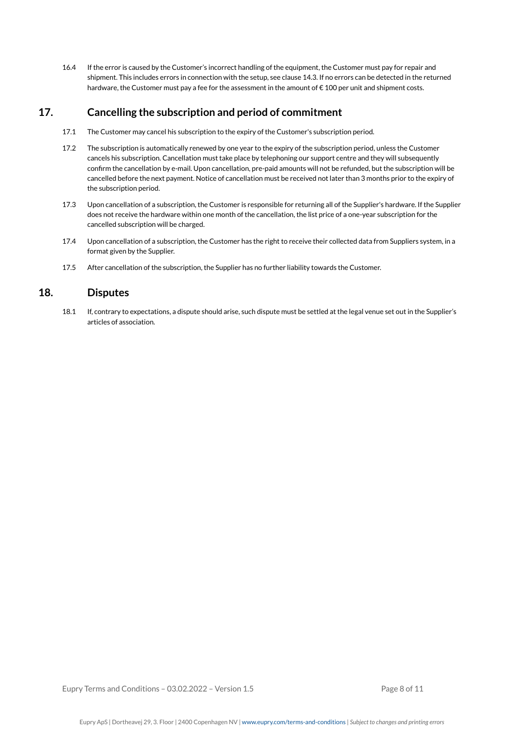16.4 If the error is caused by the Customer's incorrect handling of the equipment, the Customer must pay for repair and shipment. This includes errors in connection with the setup, see clause 14.3. If no errors can be detected in the returned hardware, the Customer must pay a fee for the assessment in the amount of € 100 per unit and shipment costs.

## 17. Cancelling the subscription and period of commitment

17.1 The Customer may cancel his subscription to the expiry of the Customer's subscription period.

17.2 The subscription is automatically renewed by one year to the expiry of the subscription period, unless the Customer cancels his subscription. Cancellation must take place by telephoning our support centre and they will subsequently confirm the cancellation by e-mail. Upon cancellation, pre-paid amounts will not be refunded, but the subscription will be cancelled before the next payment. Notice of cancellation must be received not later than 3 months prior to the expiry of the subscription period.

17.3 Upon cancellation of a subscription, the Customer is responsible for returning all of the Supplier's hardware. If the Supplier does not receive the hardware within one month of the cancellation, the list price of a one-year subscription for the cancelled subscription will be charged.

17.4 Upon cancellation of a subscription, the Customer has the right to receive their collected data from Suppliers system, in a format given by the Supplier.

17.5 After cancellation of the subscription, the Supplier has no further liability towards the Customer.

## 18. Disputes

18.1 If, contrary to expectations, a dispute should arise, such dispute must be settled at the legal venue set out in the Supplier's articles of association.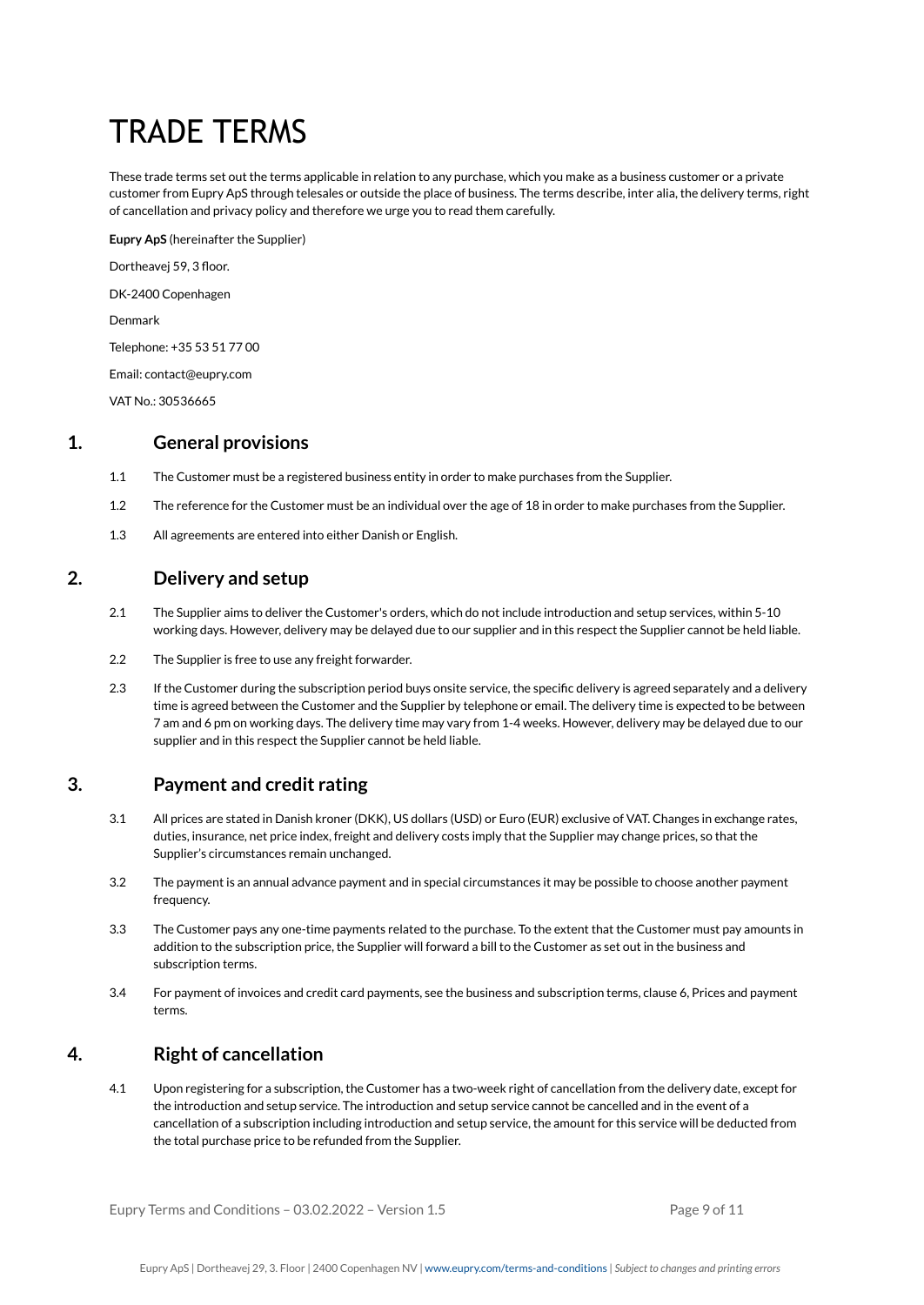# TRADE TERMS

These trade terms set out the terms applicable in relation to any purchase, which you make as a business customer or a private customer from Eupry ApS through telesales or outside the place of business. The terms describe, inter alia, the delivery terms, right of cancellation and privacy policy and therefore we urge you to read them carefully.

**Eupry ApS** (hereinafter the Supplier)

Dortheavej 59, 3 floor.

DK-2400 Copenhagen

Denmark

Telephone: +35 53 51 77 00

Email: contact@eupry.com

VAT No.: 30536665

## 1. General provisions

1.1 The Customer must be a registered business entity in order to make purchases from the Supplier.

1.2 The reference for the Customer must be an individual over the age of 18 in order to make purchases from the Supplier.

1.3 All agreements are entered into either Danish or English.

## 2. Delivery and setup

2.1 The Supplier aims to deliver the Customer's orders, which do not include introduction and setup services, within 5-10 working days. However, delivery may be delayed due to our supplier and in this respect the Supplier cannot be held liable.

2.2 The Supplier is free to use any freight forwarder.

2.3 If the Customer during the subscription period buys onsite service, the specific delivery is agreed separately and a delivery time is agreed between the Customer and the Supplier by telephone or email. The delivery time is expected to be between 7 am and 6 pm on working days. The delivery time may vary from 1-4 weeks. However, delivery may be delayed due to our supplier and in this respect the Supplier cannot be held liable.

## 3. Payment and credit rating

3.1 All prices are stated in Danish kroner (DKK), US dollars (USD) or Euro (EUR) exclusive of VAT. Changes in exchange rates, duties, insurance, net price index, freight and delivery costs imply that the Supplier may change prices, so that the Supplier's circumstances remain unchanged.

3.2 The payment is an annual advance payment and in special circumstances it may be possible to choose another payment frequency.

3.3 The Customer pays any one-time payments related to the purchase. To the extent that the Customer must pay amounts in addition to the subscription price, the Supplier will forward a bill to the Customer as set out in the business and subscription terms.

3.4 For payment of invoices and credit card payments, see the business and subscription terms, clause 6, Prices and payment terms.

## 4. Right of cancellation

4.1 Upon registering for a subscription, the Customer has a two-week right of cancellation from the delivery date, except for the introduction and setup service. The introduction and setup service cannot be cancelled and in the event of a cancellation of a subscription including introduction and setup service, the amount for this service will be deducted from the total purchase price to be refunded from the Supplier.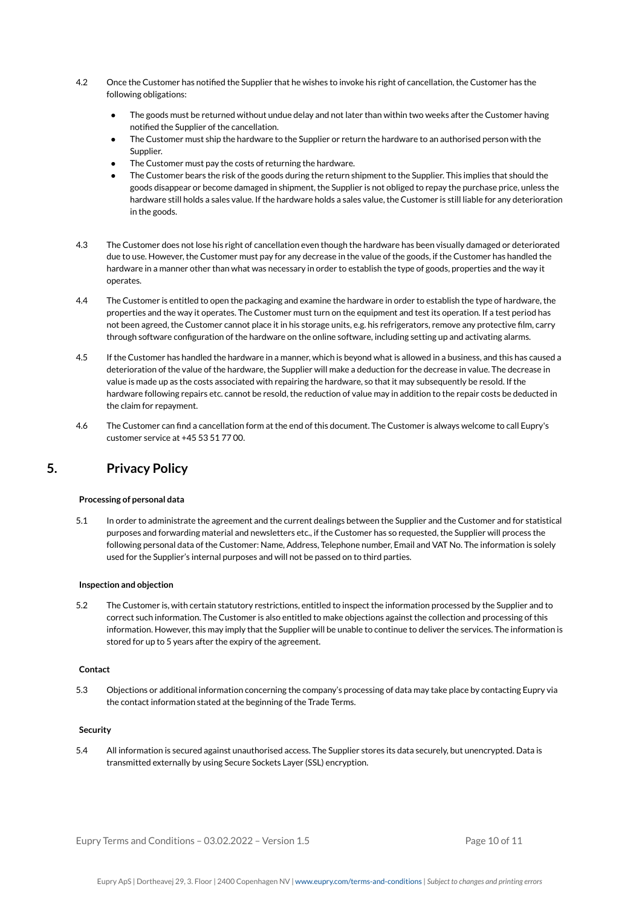4.2 Once the Customer has notified the Supplier that he wishes to invoke his right of cancellation, the Customer has the following obligations:

- The goods must be returned without undue delay and not later than within two weeks after the Customer having notified the Supplier of the cancellation.
- The Customer must ship the hardware to the Supplier or return the hardware to an authorised person with the Supplier.
- The Customer must pay the costs of returning the hardware.
- The Customer bears the risk of the goods during the return shipment to the Supplier. This implies that should the goods disappear or become damaged in shipment, the Supplier is not obliged to repay the purchase price, unless the hardware still holds a sales value. If the hardware holds a sales value, the Customer is still liable for any deterioration in the goods.

4.3 The Customer does not lose his right of cancellation even though the hardware has been visually damaged or deteriorated due to use. However, the Customer must pay for any decrease in the value of the goods, if the Customer has handled the hardware in a manner other than what was necessary in order to establish the type of goods, properties and the way it operates.

4.4 The Customer is entitled to open the packaging and examine the hardware in order to establish the type of hardware, the properties and the way it operates. The Customer must turn on the equipment and test its operation. If a test period has not been agreed, the Customer cannot place it in his storage units, e.g. his refrigerators, remove any protective film, carry through software configuration of the hardware on the online software, including setting up and activating alarms.

4.5 If the Customer has handled the hardware in a manner, which is beyond what is allowed in a business, and this has caused a deterioration of the value of the hardware, the Supplier will make a deduction for the decrease in value. The decrease in value is made up as the costs associated with repairing the hardware, so that it may subsequently be resold. If the hardware following repairs etc. cannot be resold, the reduction of value may in addition to the repair costs be deducted in the claim for repayment.

4.6 The Customer can find a cancellation form at the end of this document. The Customer is always welcome to call Eupry's customer service at +45 53 51 77 00.

## 5. Privacy Policy

**Processing of personal data**

5.1 In order to administrate the agreement and the current dealings between the Supplier and the Customer and for statistical purposes and forwarding material and newsletters etc., if the Customer has so requested, the Supplier will process the following personal data of the Customer: Name, Address, Telephone number, Email and VAT No. The information is solely used for the Supplier's internal purposes and will not be passed on to third parties.

**Inspection and objection**

5.2 The Customer is, with certain statutory restrictions, entitled to inspect the information processed by the Supplier and to correct such information. The Customer is also entitled to make objections against the collection and processing of this information. However, this may imply that the Supplier will be unable to continue to deliver the services. The information is stored for up to 5 years after the expiry of the agreement.

**Contact**

5.3 Objections or additional information concerning the company's processing of data may take place by contacting Eupry via the contact information stated at the beginning of the Trade Terms.

**Security**

5.4 All information is secured against unauthorised access. The Supplier stores its data securely, but unencrypted. Data is transmitted externally by using Secure Sockets Layer (SSL) encryption.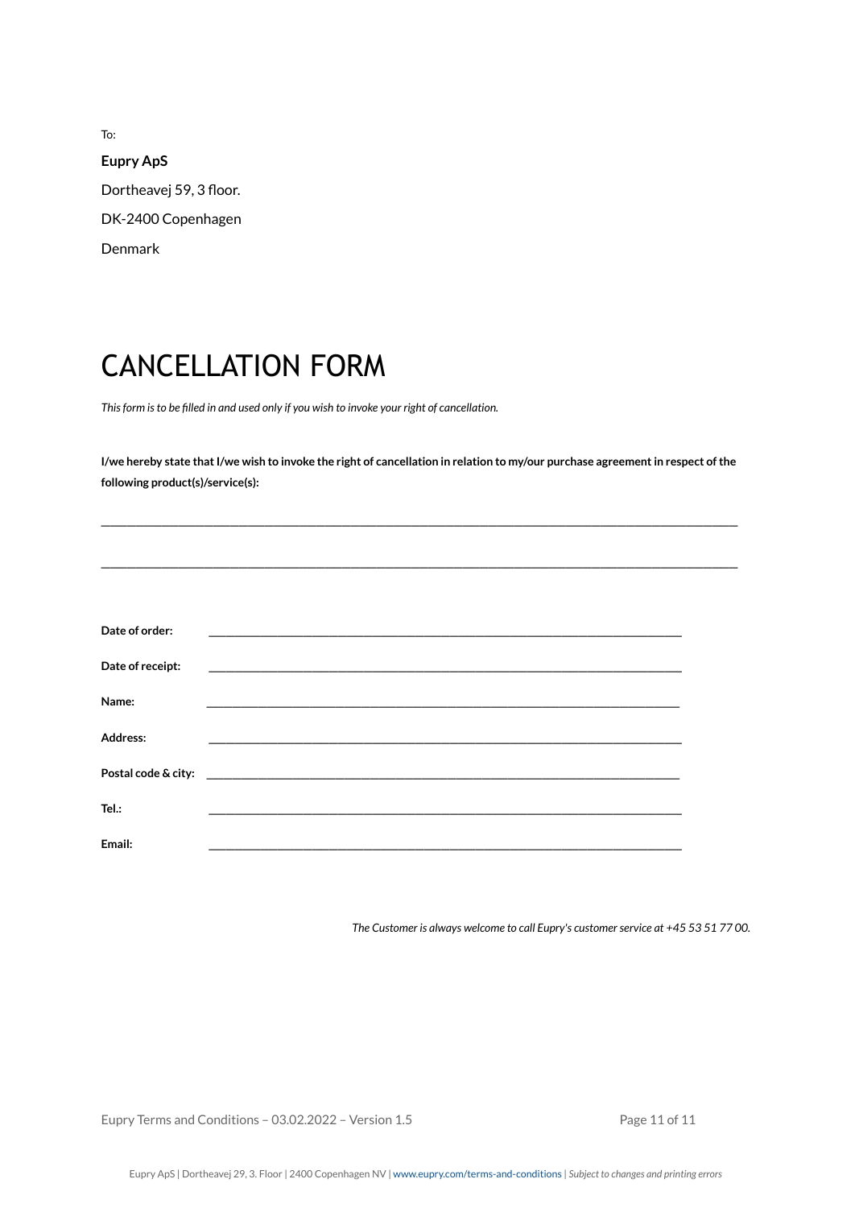To:

**Eupry ApS**

Dortheavej 59, 3 floor.

DK-2400 Copenhagen

Denmark

# CANCELLATION FORM

*This form is to be filled in and used only if you wish to invoke your right of cancellation.*

**I/we hereby state that I/we wish to invoke the right of cancellation in relation to my/our purchase agreement in respect of the following product(s)/service(s):**

______________________________________________________________________________________

______________________________________________________________________________________

**Date of order:** ________________________________________________________________

**Date of receipt:** ________________________________________________________________

**Name:** ________________________________________________________________

**Address:** ________________________________________________________________

**Postal code & city:** ________________________________________________________________

**Tel.:** ________________________________________________________________

**Email:** ________________________________________________________________

*The Customer is always welcome to call Eupry's customer service at +45 53 51 77 00.*